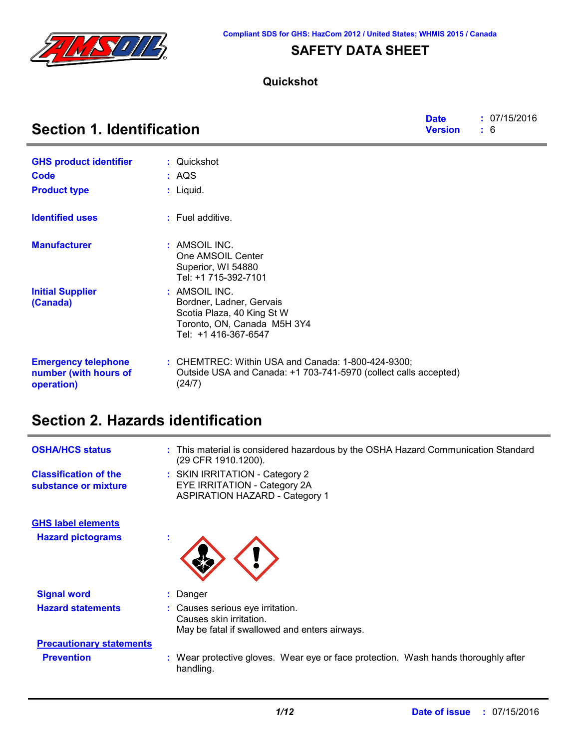Compliant SDS for GHS: HazCom 2012 / United States; WHMIS 2015 / Canada

# SAFETY DATA SHEET

**Quickshot**

## Section 1. Identification

**Date** : 07/15/2016
**Version** : 6

**GHS product identifier** : Quickshot

**Code** : AQS

**Product type** : Liquid.

**Identified uses** : Fuel additive.

**Manufacturer** : AMSOIL INC.
One AMSOIL Center
Superior, WI 54880
Tel: +1 715-392-7101

**Initial Supplier (Canada)** : AMSOIL INC.
Bordner, Ladner, Gervais
Scotia Plaza, 40 King St W
Toronto, ON, Canada M5H 3Y4
Tel: +1 416-367-6547

**Emergency telephone number (with hours of operation)** : CHEMTREC: Within USA and Canada: 1-800-424-9300;
Outside USA and Canada: +1 703-741-5970 (collect calls accepted)
(24/7)

## Section 2. Hazards identification

**OSHA/HCS status** : This material is considered hazardous by the OSHA Hazard Communication Standard (29 CFR 1910.1200).

**Classification of the substance or mixture** : SKIN IRRITATION - Category 2
EYE IRRITATION - Category 2A
ASPIRATION HAZARD - Category 1

**GHS label elements**

**Hazard pictograms** :

**Signal word** : Danger

**Hazard statements** : Causes serious eye irritation.
Causes skin irritation.
May be fatal if swallowed and enters airways.

**Precautionary statements**

**Prevention** : Wear protective gloves. Wear eye or face protection. Wash hands thoroughly after handling.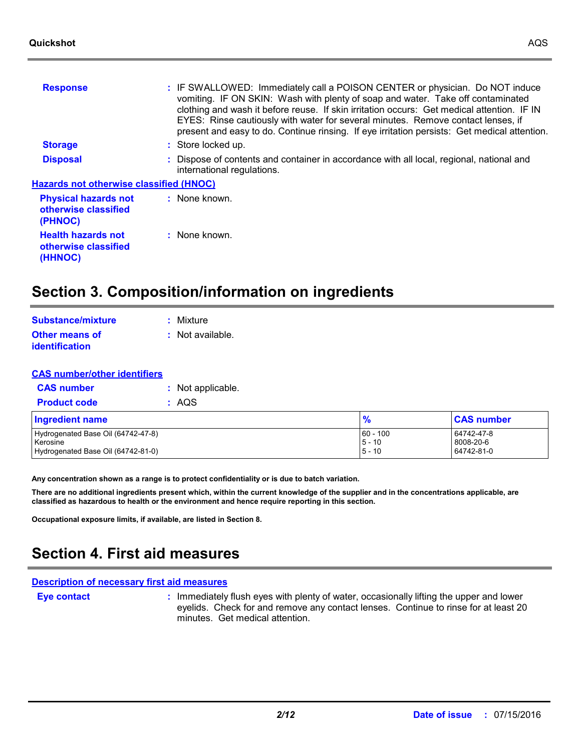**Response** : IF SWALLOWED: Immediately call a POISON CENTER or physician. Do NOT induce vomiting. IF ON SKIN: Wash with plenty of soap and water. Take off contaminated clothing and wash it before reuse. If skin irritation occurs: Get medical attention. IF IN EYES: Rinse cautiously with water for several minutes. Remove contact lenses, if present and easy to do. Continue rinsing. If eye irritation persists: Get medical attention.

**Storage** : Store locked up.

**Disposal** : Dispose of contents and container in accordance with all local, regional, national and international regulations.

**Hazards not otherwise classified (HNOC)**

**Physical hazards not otherwise classified (PHNOC)** : None known.

**Health hazards not otherwise classified (HHNOC)** : None known.

## Section 3. Composition/information on ingredients

**Substance/mixture** : Mixture

**Other means of identification** : Not available.

**CAS number/other identifiers**

**CAS number** : Not applicable.

**Product code** : AQS

| Ingredient name | % | CAS number |
|---|---|---|
| Hydrogenated Base Oil (64742-47-8) | 60 - 100 | 64742-47-8 |
| Kerosine | 5 - 10 | 8008-20-6 |
| Hydrogenated Base Oil (64742-81-0) | 5 - 10 | 64742-81-0 |

**Any concentration shown as a range is to protect confidentiality or is due to batch variation.**

**There are no additional ingredients present which, within the current knowledge of the supplier and in the concentrations applicable, are classified as hazardous to health or the environment and hence require reporting in this section.**

**Occupational exposure limits, if available, are listed in Section 8.**

## Section 4. First aid measures

**Description of necessary first aid measures**

**Eye contact** : Immediately flush eyes with plenty of water, occasionally lifting the upper and lower eyelids. Check for and remove any contact lenses. Continue to rinse for at least 20 minutes. Get medical attention.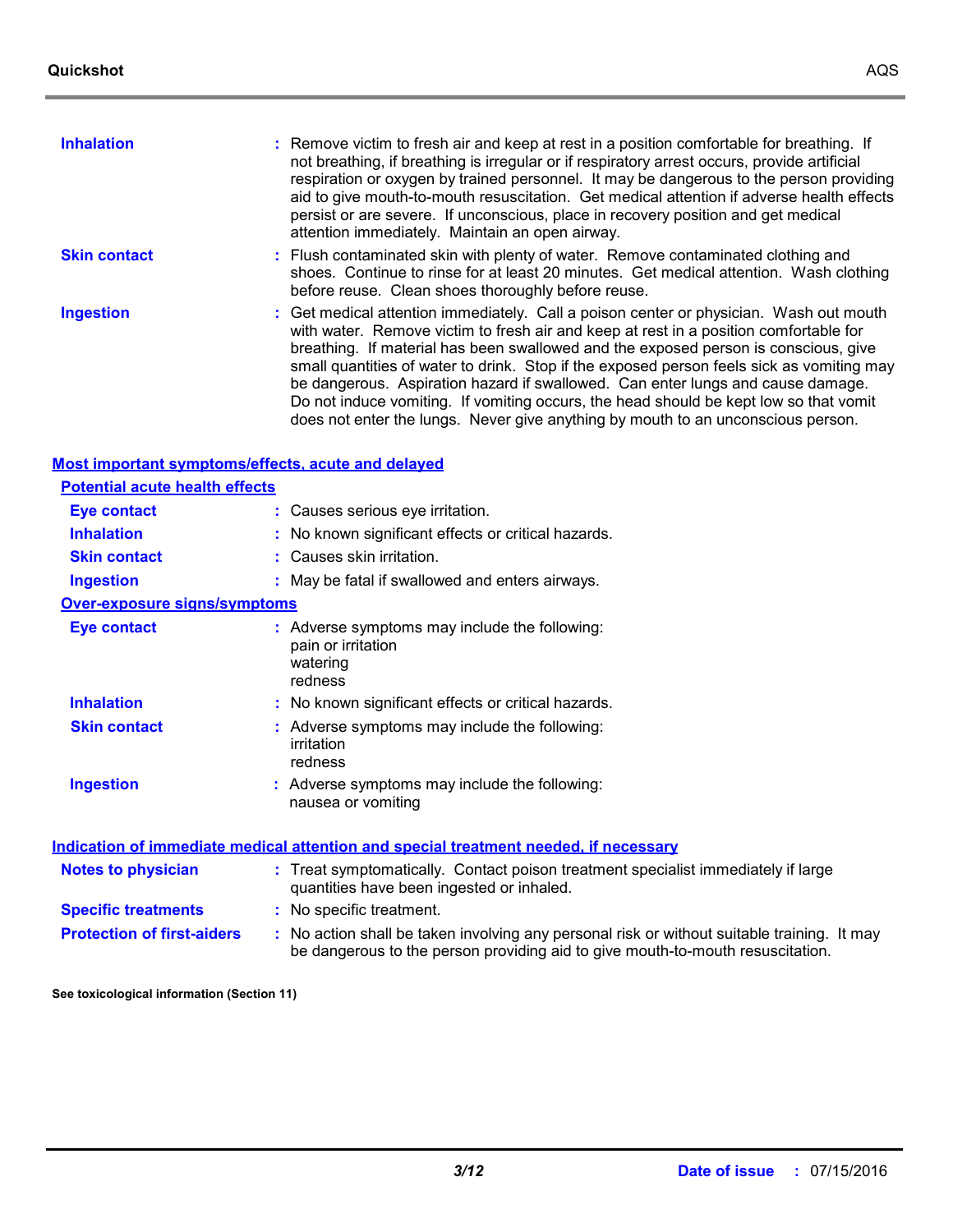**Inhalation** : Remove victim to fresh air and keep at rest in a position comfortable for breathing. If not breathing, if breathing is irregular or if respiratory arrest occurs, provide artificial respiration or oxygen by trained personnel. It may be dangerous to the person providing aid to give mouth-to-mouth resuscitation. Get medical attention if adverse health effects persist or are severe. If unconscious, place in recovery position and get medical attention immediately. Maintain an open airway.

**Skin contact** : Flush contaminated skin with plenty of water. Remove contaminated clothing and shoes. Continue to rinse for at least 20 minutes. Get medical attention. Wash clothing before reuse. Clean shoes thoroughly before reuse.

**Ingestion** : Get medical attention immediately. Call a poison center or physician. Wash out mouth with water. Remove victim to fresh air and keep at rest in a position comfortable for breathing. If material has been swallowed and the exposed person is conscious, give small quantities of water to drink. Stop if the exposed person feels sick as vomiting may be dangerous. Aspiration hazard if swallowed. Can enter lungs and cause damage. Do not induce vomiting. If vomiting occurs, the head should be kept low so that vomit does not enter the lungs. Never give anything by mouth to an unconscious person.

## Most important symptoms/effects, acute and delayed

### Potential acute health effects

**Eye contact** : Causes serious eye irritation.

**Inhalation** : No known significant effects or critical hazards.

**Skin contact** : Causes skin irritation.

**Ingestion** : May be fatal if swallowed and enters airways.

### Over-exposure signs/symptoms

**Eye contact** : Adverse symptoms may include the following:
pain or irritation
watering
redness

**Inhalation** : No known significant effects or critical hazards.

**Skin contact** : Adverse symptoms may include the following:
irritation
redness

**Ingestion** : Adverse symptoms may include the following:
nausea or vomiting

## Indication of immediate medical attention and special treatment needed, if necessary

**Notes to physician** : Treat symptomatically. Contact poison treatment specialist immediately if large quantities have been ingested or inhaled.

**Specific treatments** : No specific treatment.

**Protection of first-aiders** : No action shall be taken involving any personal risk or without suitable training. It may be dangerous to the person providing aid to give mouth-to-mouth resuscitation.

**See toxicological information (Section 11)**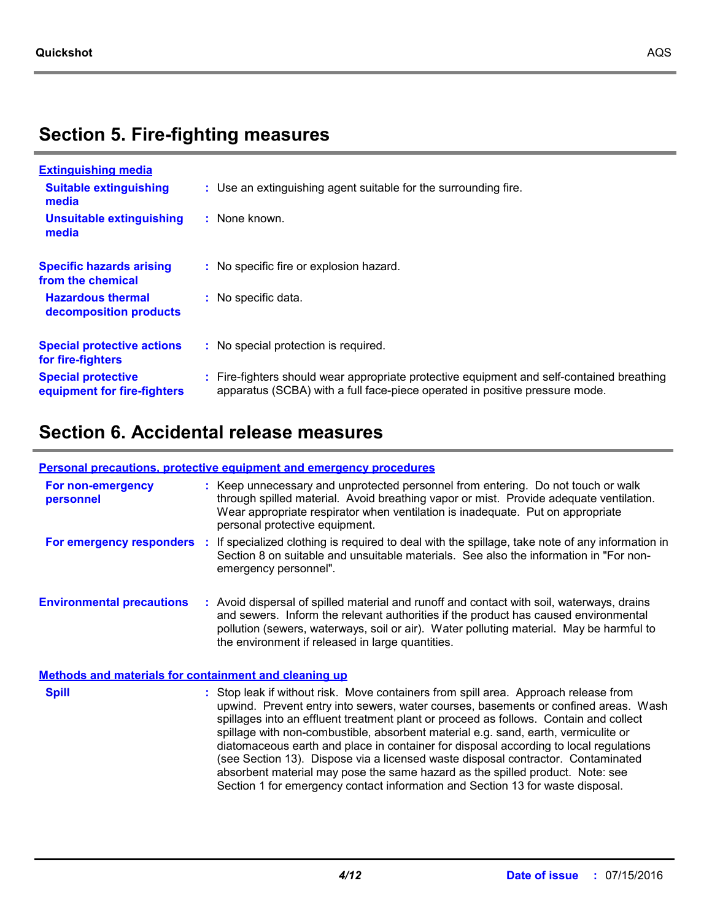## Section 5. Fire-fighting measures

### Extinguishing media

| | |
|---|---|
| **Suitable extinguishing media** | Use an extinguishing agent suitable for the surrounding fire. |
| **Unsuitable extinguishing media** | None known. |
| **Specific hazards arising from the chemical** | No specific fire or explosion hazard. |
| **Hazardous thermal decomposition products** | No specific data. |
| **Special protective actions for fire-fighters** | No special protection is required. |
| **Special protective equipment for fire-fighters** | Fire-fighters should wear appropriate protective equipment and self-contained breathing apparatus (SCBA) with a full face-piece operated in positive pressure mode. |

## Section 6. Accidental release measures

### Personal precautions, protective equipment and emergency procedures

| | |
|---|---|
| **For non-emergency personnel** | Keep unnecessary and unprotected personnel from entering. Do not touch or walk through spilled material. Avoid breathing vapor or mist. Provide adequate ventilation. Wear appropriate respirator when ventilation is inadequate. Put on appropriate personal protective equipment. |
| **For emergency responders** | If specialized clothing is required to deal with the spillage, take note of any information in Section 8 on suitable and unsuitable materials. See also the information in "For non-emergency personnel". |
| **Environmental precautions** | Avoid dispersal of spilled material and runoff and contact with soil, waterways, drains and sewers. Inform the relevant authorities if the product has caused environmental pollution (sewers, waterways, soil or air). Water polluting material. May be harmful to the environment if released in large quantities. |

### Methods and materials for containment and cleaning up

| | |
|---|---|
| **Spill** | Stop leak if without risk. Move containers from spill area. Approach release from upwind. Prevent entry into sewers, water courses, basements or confined areas. Wash spillages into an effluent treatment plant or proceed as follows. Contain and collect spillage with non-combustible, absorbent material e.g. sand, earth, vermiculite or diatomaceous earth and place in container for disposal according to local regulations (see Section 13). Dispose via a licensed waste disposal contractor. Contaminated absorbent material may pose the same hazard as the spilled product. Note: see Section 1 for emergency contact information and Section 13 for waste disposal. |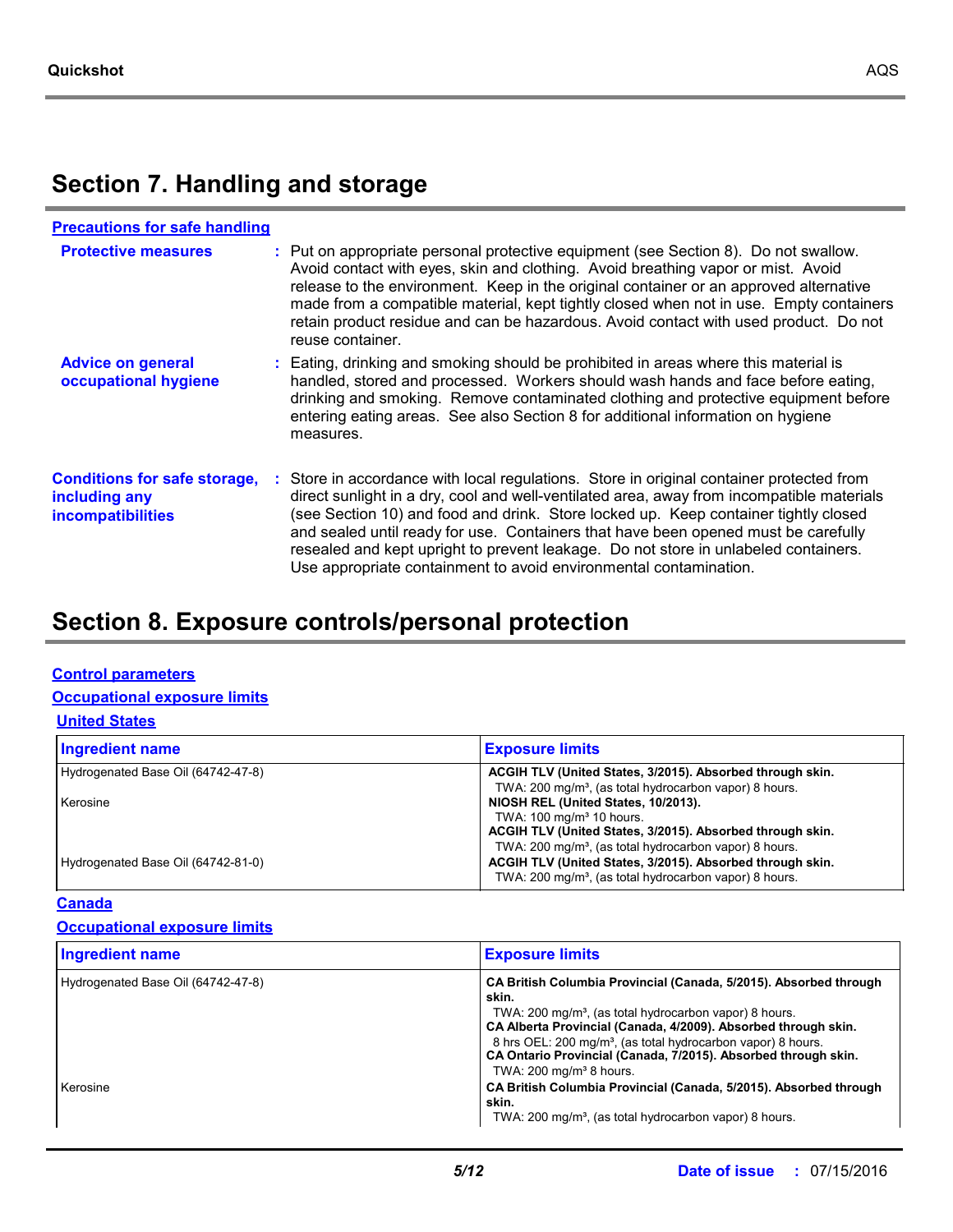# Section 7. Handling and storage

**Precautions for safe handling**

**Protective measures** : Put on appropriate personal protective equipment (see Section 8). Do not swallow. Avoid contact with eyes, skin and clothing. Avoid breathing vapor or mist. Avoid release to the environment. Keep in the original container or an approved alternative made from a compatible material, kept tightly closed when not in use. Empty containers retain product residue and can be hazardous. Avoid contact with used product. Do not reuse container.

**Advice on general occupational hygiene** : Eating, drinking and smoking should be prohibited in areas where this material is handled, stored and processed. Workers should wash hands and face before eating, drinking and smoking. Remove contaminated clothing and protective equipment before entering eating areas. See also Section 8 for additional information on hygiene measures.

**Conditions for safe storage, including any incompatibilities** : Store in accordance with local regulations. Store in original container protected from direct sunlight in a dry, cool and well-ventilated area, away from incompatible materials (see Section 10) and food and drink. Store locked up. Keep container tightly closed and sealed until ready for use. Containers that have been opened must be carefully resealed and kept upright to prevent leakage. Do not store in unlabeled containers. Use appropriate containment to avoid environmental contamination.

# Section 8. Exposure controls/personal protection

**Control parameters**

**Occupational exposure limits**

**United States**

| Ingredient name | Exposure limits |
|---|---|
| Hydrogenated Base Oil (64742-47-8) | **ACGIH TLV (United States, 3/2015). Absorbed through skin.** TWA: 200 mg/m³, (as total hydrocarbon vapor) 8 hours. |
| Kerosine | **NIOSH REL (United States, 10/2013).** TWA: 100 mg/m³ 10 hours. **ACGIH TLV (United States, 3/2015). Absorbed through skin.** TWA: 200 mg/m³, (as total hydrocarbon vapor) 8 hours. |
| Hydrogenated Base Oil (64742-81-0) | **ACGIH TLV (United States, 3/2015). Absorbed through skin.** TWA: 200 mg/m³, (as total hydrocarbon vapor) 8 hours. |

**Canada**

**Occupational exposure limits**

| Ingredient name | Exposure limits |
|---|---|
| Hydrogenated Base Oil (64742-47-8) | **CA British Columbia Provincial (Canada, 5/2015). Absorbed through skin.** TWA: 200 mg/m³, (as total hydrocarbon vapor) 8 hours. **CA Alberta Provincial (Canada, 4/2009). Absorbed through skin.** 8 hrs OEL: 200 mg/m³, (as total hydrocarbon vapor) 8 hours. **CA Ontario Provincial (Canada, 7/2015). Absorbed through skin.** TWA: 200 mg/m³ 8 hours. |
| Kerosine | **CA British Columbia Provincial (Canada, 5/2015). Absorbed through skin.** TWA: 200 mg/m³, (as total hydrocarbon vapor) 8 hours. |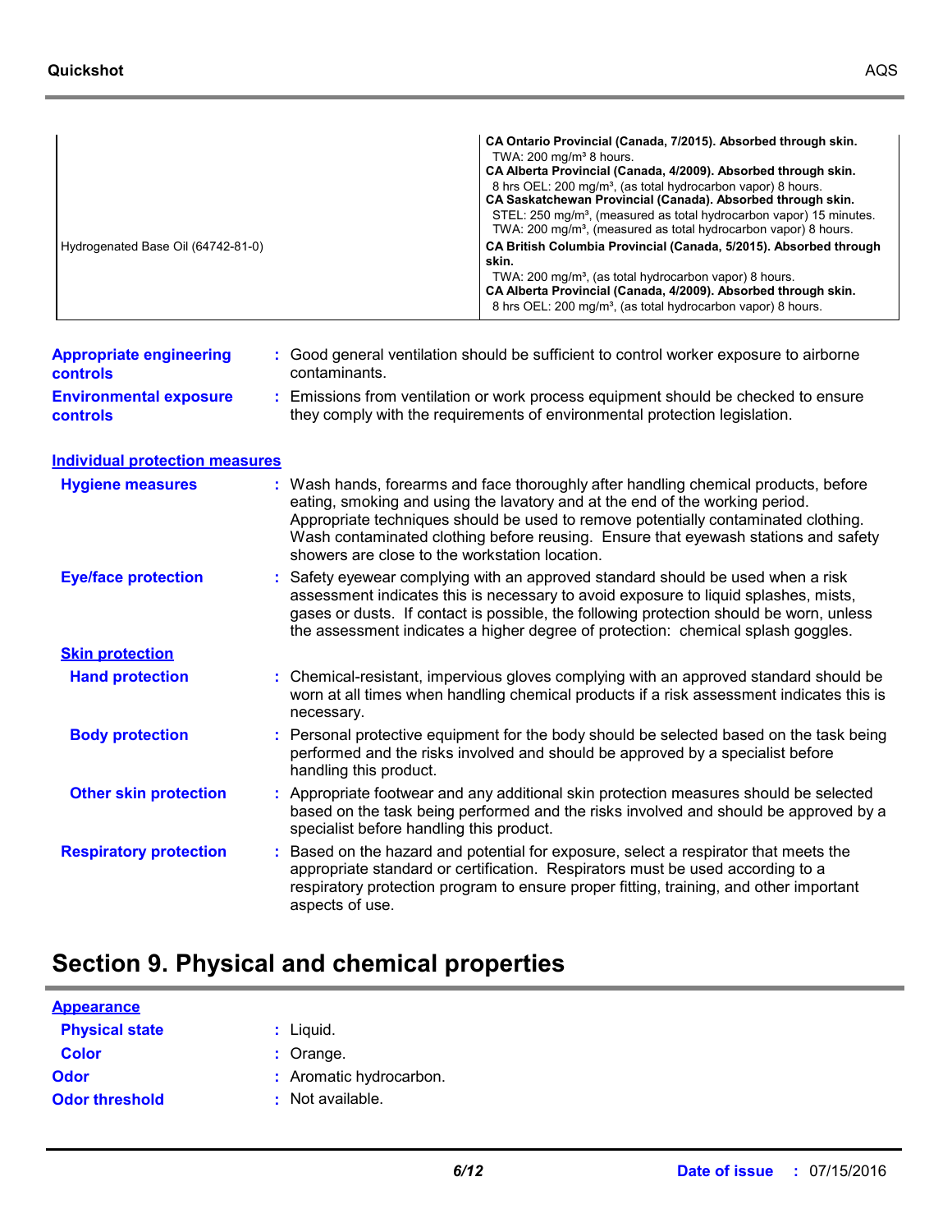| | |
|---|---|
| Hydrogenated Base Oil (64742-81-0) | **CA Ontario Provincial (Canada, 7/2015). Absorbed through skin.**<br>TWA: 200 mg/m³ 8 hours.<br>**CA Alberta Provincial (Canada, 4/2009). Absorbed through skin.**<br>8 hrs OEL: 200 mg/m³, (as total hydrocarbon vapor) 8 hours.<br>**CA Saskatchewan Provincial (Canada). Absorbed through skin.**<br>STEL: 250 mg/m³, (measured as total hydrocarbon vapor) 15 minutes.<br>TWA: 200 mg/m³, (measured as total hydrocarbon vapor) 8 hours.<br>**CA British Columbia Provincial (Canada, 5/2015). Absorbed through skin.**<br>TWA: 200 mg/m³, (as total hydrocarbon vapor) 8 hours.<br>**CA Alberta Provincial (Canada, 4/2009). Absorbed through skin.**<br>8 hrs OEL: 200 mg/m³, (as total hydrocarbon vapor) 8 hours. |

**Appropriate engineering controls** : Good general ventilation should be sufficient to control worker exposure to airborne contaminants.

**Environmental exposure controls** : Emissions from ventilation or work process equipment should be checked to ensure they comply with the requirements of environmental protection legislation.

**Individual protection measures**

**Hygiene measures** : Wash hands, forearms and face thoroughly after handling chemical products, before eating, smoking and using the lavatory and at the end of the working period. Appropriate techniques should be used to remove potentially contaminated clothing. Wash contaminated clothing before reusing. Ensure that eyewash stations and safety showers are close to the workstation location.

**Eye/face protection** : Safety eyewear complying with an approved standard should be used when a risk assessment indicates this is necessary to avoid exposure to liquid splashes, mists, gases or dusts. If contact is possible, the following protection should be worn, unless the assessment indicates a higher degree of protection: chemical splash goggles.

**Skin protection**

**Hand protection** : Chemical-resistant, impervious gloves complying with an approved standard should be worn at all times when handling chemical products if a risk assessment indicates this is necessary.

**Body protection** : Personal protective equipment for the body should be selected based on the task being performed and the risks involved and should be approved by a specialist before handling this product.

**Other skin protection** : Appropriate footwear and any additional skin protection measures should be selected based on the task being performed and the risks involved and should be approved by a specialist before handling this product.

**Respiratory protection** : Based on the hazard and potential for exposure, select a respirator that meets the appropriate standard or certification. Respirators must be used according to a respiratory protection program to ensure proper fitting, training, and other important aspects of use.

# Section 9. Physical and chemical properties

**Appearance**

**Physical state** : Liquid.

**Color** : Orange.

**Odor** : Aromatic hydrocarbon.

**Odor threshold** : Not available.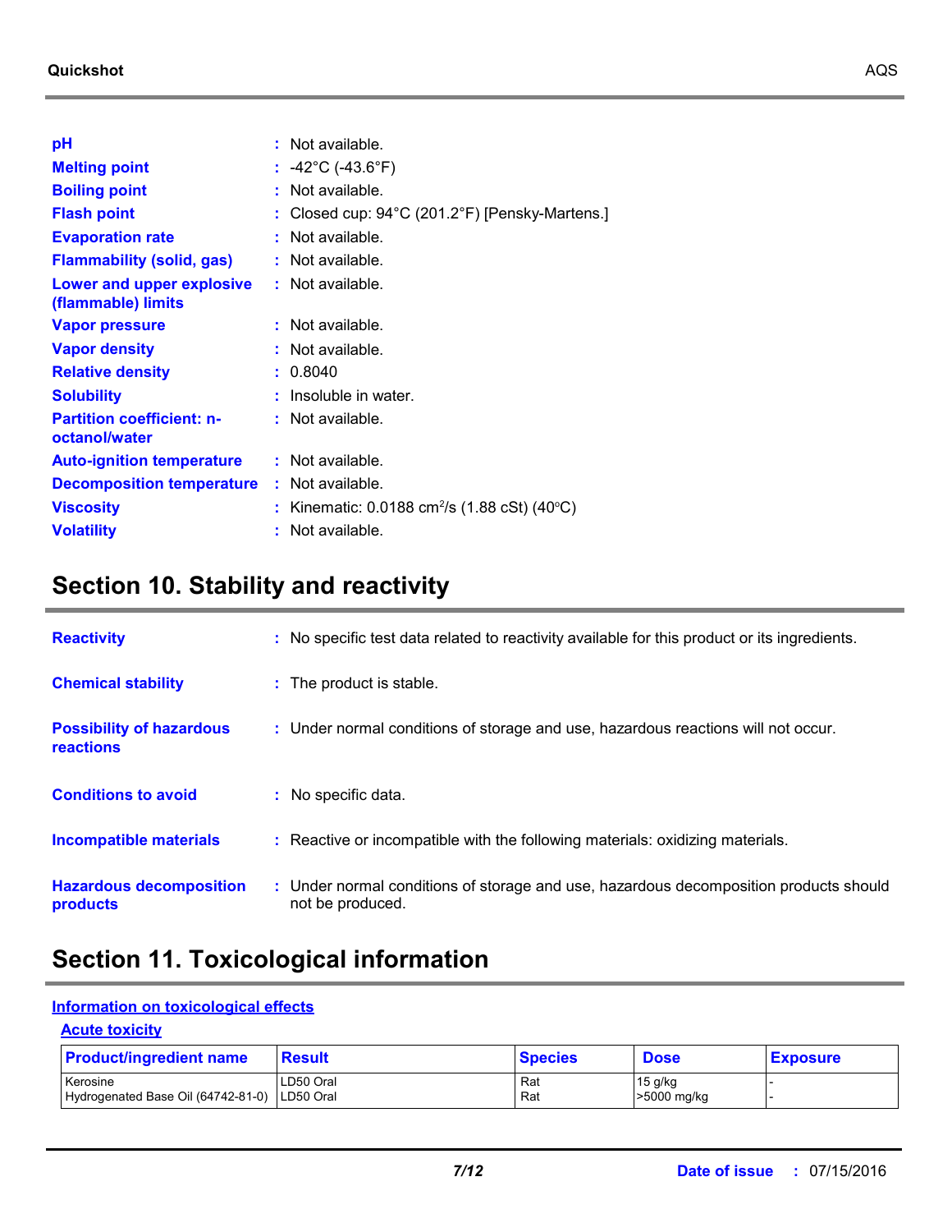| | | |
|---|---|---|
| **pH** | : | Not available. |
| **Melting point** | : | -42°C (-43.6°F) |
| **Boiling point** | : | Not available. |
| **Flash point** | : | Closed cup: 94°C (201.2°F) [Pensky-Martens.] |
| **Evaporation rate** | : | Not available. |
| **Flammability (solid, gas)** | : | Not available. |
| **Lower and upper explosive (flammable) limits** | : | Not available. |
| **Vapor pressure** | : | Not available. |
| **Vapor density** | : | Not available. |
| **Relative density** | : | 0.8040 |
| **Solubility** | : | Insoluble in water. |
| **Partition coefficient: n-octanol/water** | : | Not available. |
| **Auto-ignition temperature** | : | Not available. |
| **Decomposition temperature** | : | Not available. |
| **Viscosity** | : | Kinematic: 0.0188 $cm^2/s$ (1.88 cSt) (40°C) |
| **Volatility** | : | Not available. |

## Section 10. Stability and reactivity

| | | |
|---|---|---|
| **Reactivity** | : | No specific test data related to reactivity available for this product or its ingredients. |
| **Chemical stability** | : | The product is stable. |
| **Possibility of hazardous reactions** | : | Under normal conditions of storage and use, hazardous reactions will not occur. |
| **Conditions to avoid** | : | No specific data. |
| **Incompatible materials** | : | Reactive or incompatible with the following materials: oxidizing materials. |
| **Hazardous decomposition products** | : | Under normal conditions of storage and use, hazardous decomposition products should not be produced. |

## Section 11. Toxicological information

### Information on toxicological effects

#### Acute toxicity

| Product/ingredient name | Result | Species | Dose | Exposure |
|---|---|---|---|---|
| Kerosine | LD50 Oral | Rat | 15 g/kg | - |
| Hydrogenated Base Oil (64742-81-0) | LD50 Oral | Rat | >5000 mg/kg | - |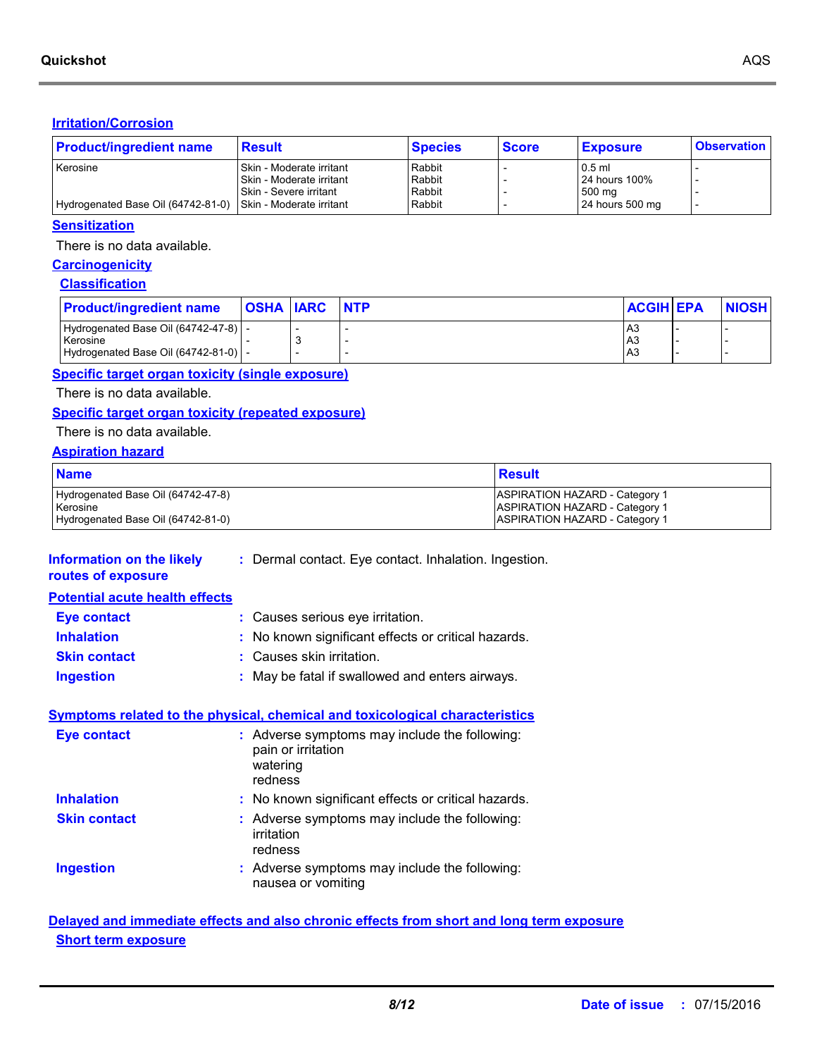### Irritation/Corrosion

| Product/ingredient name | Result | Species | Score | Exposure | Observation |
|---|---|---|---|---|---|
| Kerosine | Skin - Moderate irritant | Rabbit | - | 0.5 ml | - |
| | Skin - Moderate irritant | Rabbit | - | 24 hours 100% | - |
| | Skin - Severe irritant | Rabbit | - | 500 mg | - |
| Hydrogenated Base Oil (64742-81-0) | Skin - Moderate irritant | Rabbit | - | 24 hours 500 mg | - |

### Sensitization

There is no data available.

### Carcinogenicity

#### Classification

| Product/ingredient name | OSHA | IARC | NTP | ACGIH | EPA | NIOSH |
|---|---|---|---|---|---|---|
| Hydrogenated Base Oil (64742-47-8) | - | - | - | A3 | - | - |
| Kerosine | - | 3 | - | A3 | - | - |
| Hydrogenated Base Oil (64742-81-0) | - | - | - | A3 | - | - |

### Specific target organ toxicity (single exposure)

There is no data available.

### Specific target organ toxicity (repeated exposure)

There is no data available.

### Aspiration hazard

| Name | Result |
|---|---|
| Hydrogenated Base Oil (64742-47-8) | ASPIRATION HAZARD - Category 1 |
| Kerosine | ASPIRATION HAZARD - Category 1 |
| Hydrogenated Base Oil (64742-81-0) | ASPIRATION HAZARD - Category 1 |

**Information on the likely routes of exposure** : Dermal contact. Eye contact. Inhalation. Ingestion.

### Potential acute health effects

**Eye contact** : Causes serious eye irritation.

**Inhalation** : No known significant effects or critical hazards.

**Skin contact** : Causes skin irritation.

**Ingestion** : May be fatal if swallowed and enters airways.

### Symptoms related to the physical, chemical and toxicological characteristics

**Eye contact** : Adverse symptoms may include the following:
pain or irritation
watering
redness

**Inhalation** : No known significant effects or critical hazards.

**Skin contact** : Adverse symptoms may include the following:
irritation
redness

**Ingestion** : Adverse symptoms may include the following:
nausea or vomiting

### Delayed and immediate effects and also chronic effects from short and long term exposure

#### Short term exposure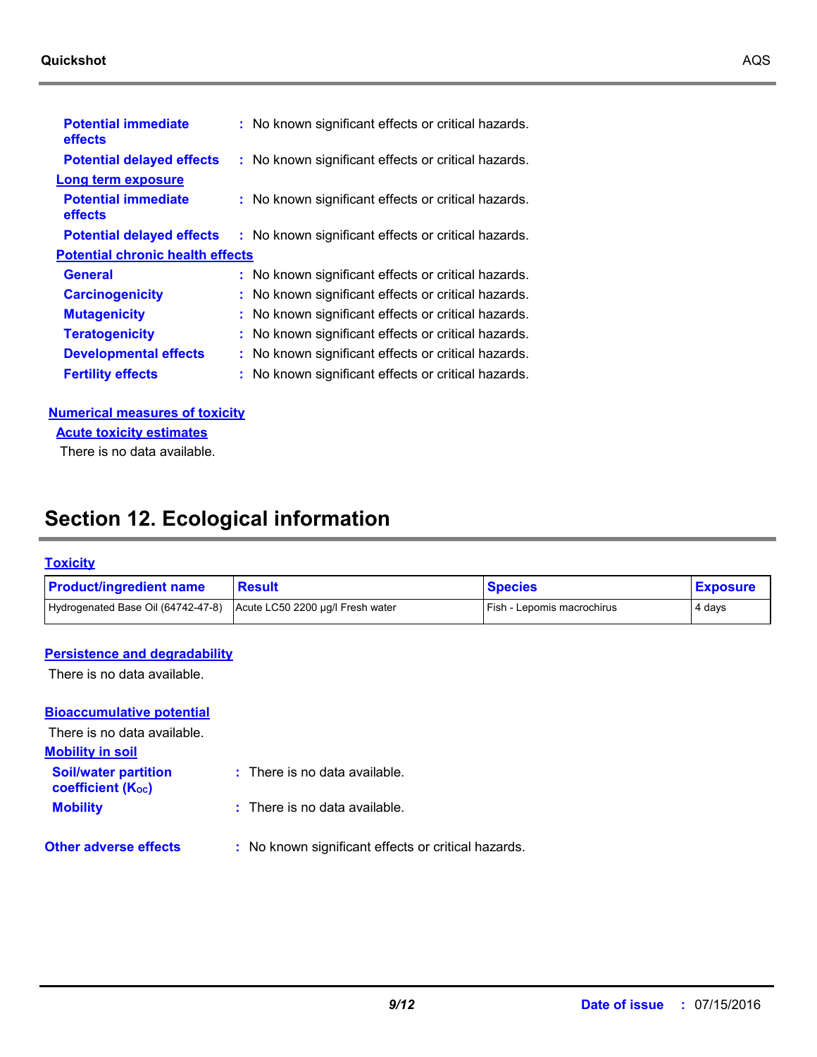**Potential immediate effects** : No known significant effects or critical hazards.

**Potential delayed effects** : No known significant effects or critical hazards.

**Long term exposure**

**Potential immediate effects** : No known significant effects or critical hazards.

**Potential delayed effects** : No known significant effects or critical hazards.

**Potential chronic health effects**

**General** : No known significant effects or critical hazards.

**Carcinogenicity** : No known significant effects or critical hazards.

**Mutagenicity** : No known significant effects or critical hazards.

**Teratogenicity** : No known significant effects or critical hazards.

**Developmental effects** : No known significant effects or critical hazards.

**Fertility effects** : No known significant effects or critical hazards.

**Numerical measures of toxicity**

**Acute toxicity estimates**

There is no data available.

## Section 12. Ecological information

**Toxicity**

| Product/ingredient name | Result | Species | Exposure |
|---|---|---|---|
| Hydrogenated Base Oil (64742-47-8) | Acute LC50 2200 µg/l Fresh water | Fish - Lepomis macrochirus | 4 days |

**Persistence and degradability**

There is no data available.

**Bioaccumulative potential**

There is no data available.

**Mobility in soil**

**Soil/water partition coefficient ($K_{OC}$)** : There is no data available.

**Mobility** : There is no data available.

**Other adverse effects** : No known significant effects or critical hazards.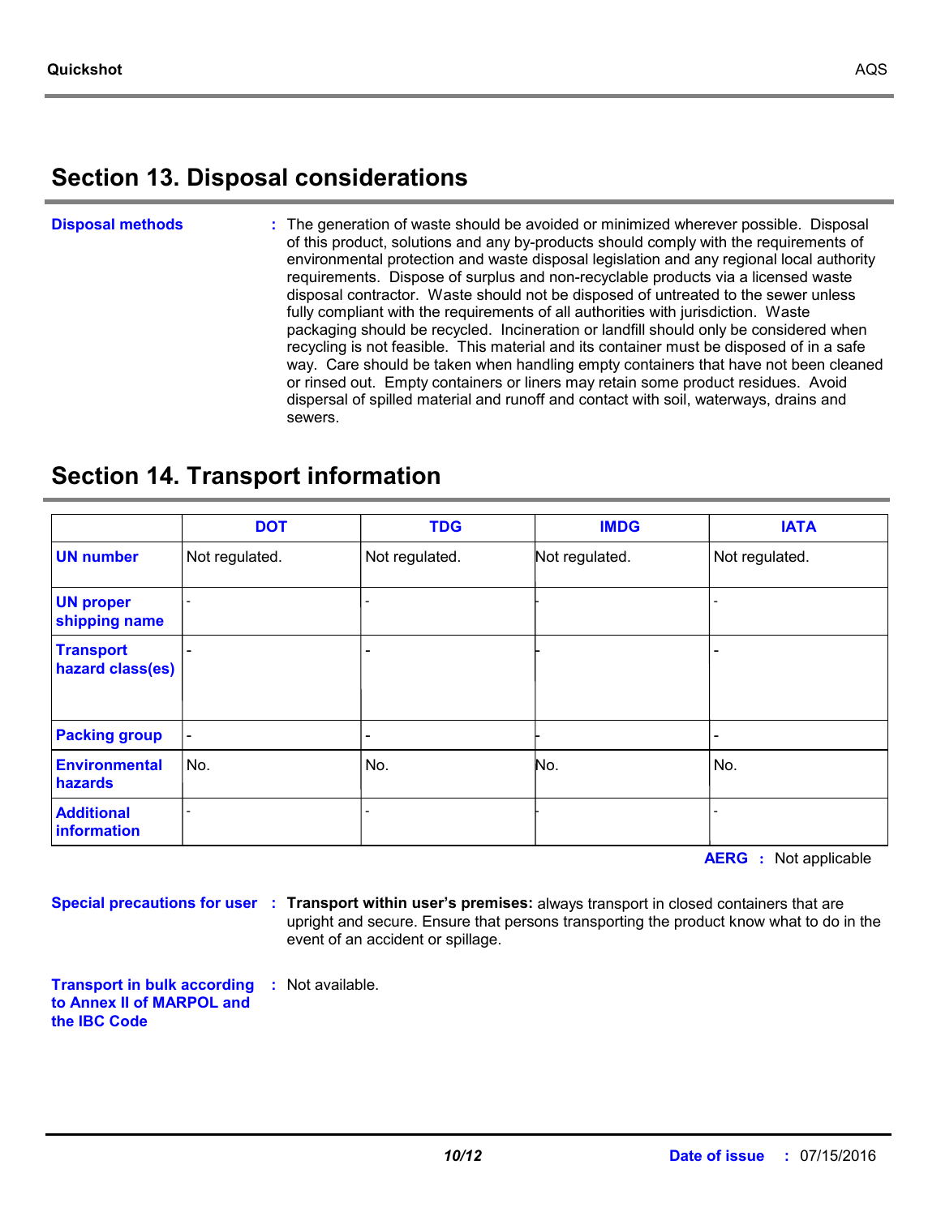## Section 13. Disposal considerations

**Disposal methods** : The generation of waste should be avoided or minimized wherever possible. Disposal of this product, solutions and any by-products should comply with the requirements of environmental protection and waste disposal legislation and any regional local authority requirements. Dispose of surplus and non-recyclable products via a licensed waste disposal contractor. Waste should not be disposed of untreated to the sewer unless fully compliant with the requirements of all authorities with jurisdiction. Waste packaging should be recycled. Incineration or landfill should only be considered when recycling is not feasible. This material and its container must be disposed of in a safe way. Care should be taken when handling empty containers that have not been cleaned or rinsed out. Empty containers or liners may retain some product residues. Avoid dispersal of spilled material and runoff and contact with soil, waterways, drains and sewers.

## Section 14. Transport information

| | DOT | TDG | IMDG | IATA |
|---|---|---|---|---|
| **UN number** | Not regulated. | Not regulated. | Not regulated. | Not regulated. |
| **UN proper shipping name** | - | - | - | - |
| **Transport hazard class(es)** | - | - | - | - |
| **Packing group** | - | - | - | - |
| **Environmental hazards** | No. | No. | No. | No. |
| **Additional information** | - | - | - | - |

**AERG** : Not applicable

**Special precautions for user** : **Transport within user's premises:** always transport in closed containers that are upright and secure. Ensure that persons transporting the product know what to do in the event of an accident or spillage.

**Transport in bulk according to Annex II of MARPOL and the IBC Code** : Not available.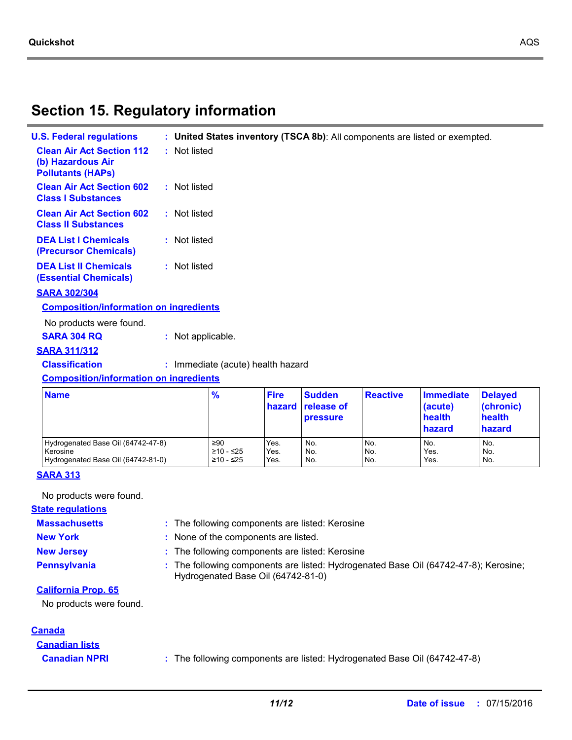## Section 15. Regulatory information

**U.S. Federal regulations** : **United States inventory (TSCA 8b)**: All components are listed or exempted.

**Clean Air Act Section 112 (b) Hazardous Air Pollutants (HAPs)** : Not listed

**Clean Air Act Section 602 Class I Substances** : Not listed

**Clean Air Act Section 602 Class II Substances** : Not listed

**DEA List I Chemicals (Precursor Chemicals)** : Not listed

**DEA List II Chemicals (Essential Chemicals)** : Not listed

**SARA 302/304**

**Composition/information on ingredients**

No products were found.

**SARA 304 RQ** : Not applicable.

**SARA 311/312**

**Classification** : Immediate (acute) health hazard

**Composition/information on ingredients**

| Name | % | Fire hazard | Sudden release of pressure | Reactive | Immediate (acute) health hazard | Delayed (chronic) health hazard |
|---|---|---|---|---|---|---|
| Hydrogenated Base Oil (64742-47-8) | ≥90 | Yes. | No. | No. | No. | No. |
| Kerosine | ≥10 - ≤25 | Yes. | No. | No. | Yes. | No. |
| Hydrogenated Base Oil (64742-81-0) | ≥10 - ≤25 | Yes. | No. | No. | Yes. | No. |

**SARA 313**

No products were found.

**State regulations**

**Massachusetts** : The following components are listed: Kerosine

**New York** : None of the components are listed.

**New Jersey** : The following components are listed: Kerosine

**Pennsylvania** : The following components are listed: Hydrogenated Base Oil (64742-47-8); Kerosine; Hydrogenated Base Oil (64742-81-0)

**California Prop. 65**

No products were found.

**Canada**

**Canadian lists**

**Canadian NPRI** : The following components are listed: Hydrogenated Base Oil (64742-47-8)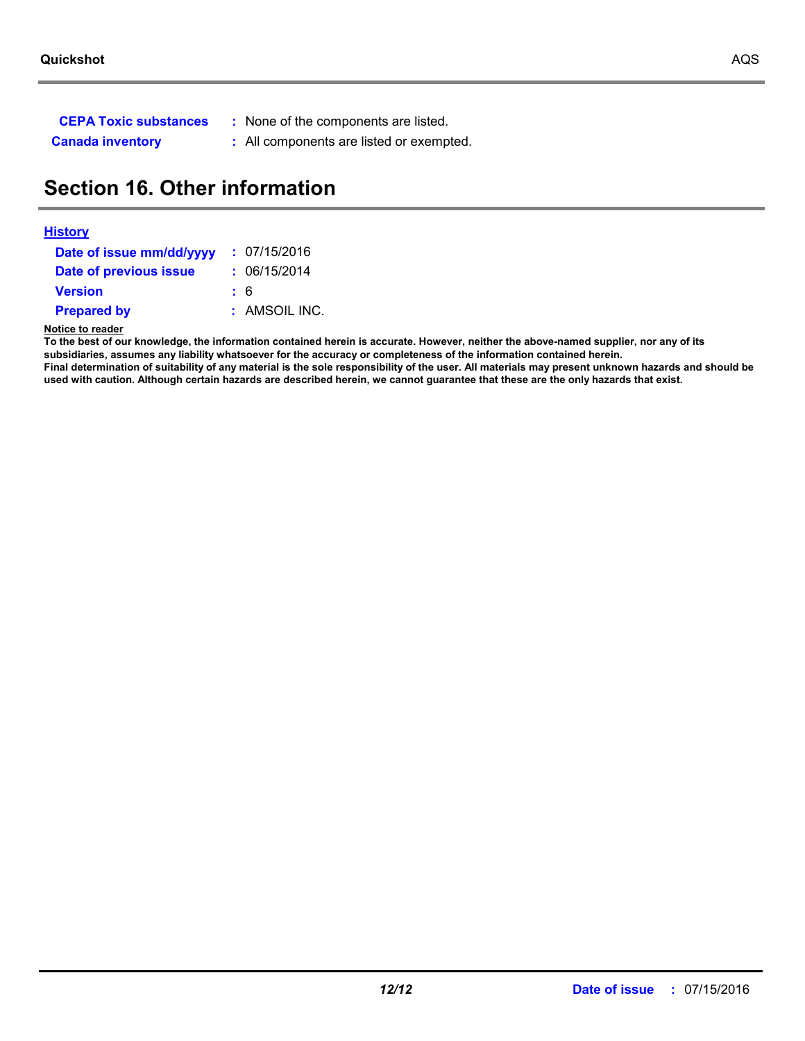**CEPA Toxic substances** : None of the components are listed.

**Canada inventory** : All components are listed or exempted.

# Section 16. Other information

**History**

**Date of issue mm/dd/yyyy** : 07/15/2016

**Date of previous issue** : 06/15/2014

**Version** : 6

**Prepared by** : AMSOIL INC.

**Notice to reader**

**To the best of our knowledge, the information contained herein is accurate. However, neither the above-named supplier, nor any of its subsidiaries, assumes any liability whatsoever for the accuracy or completeness of the information contained herein.**
**Final determination of suitability of any material is the sole responsibility of the user. All materials may present unknown hazards and should be used with caution. Although certain hazards are described herein, we cannot guarantee that these are the only hazards that exist.**